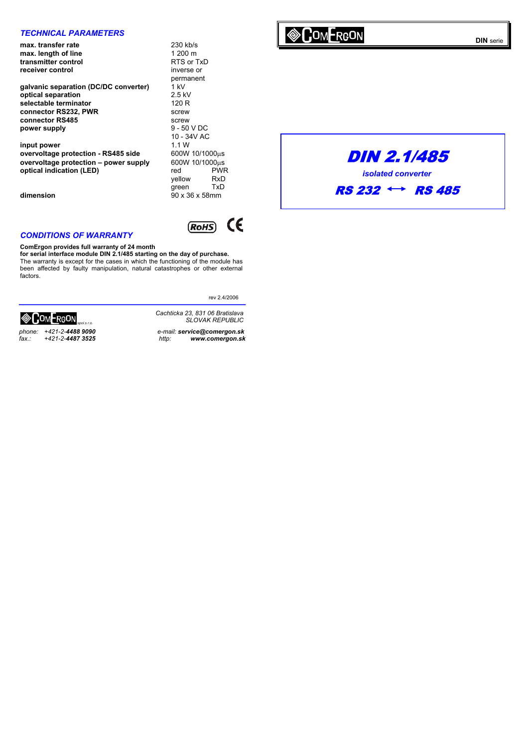COMERGON

**DIN** serie

# DIN 2.1/485

***isolated converter***

## RS 232 ⟷ RS 485

### *TECHNICAL PARAMETERS*

| | |
|---|---|
| **max. transfer rate** | 230 kb/s |
| **max. length of line** | 1 200 m |
| **transmitter control** | RTS or TxD |
| **receiver control** | inverse or permanent |
| **galvanic separation (DC/DC converter)** | 1 kV |
| **optical separation** | 2.5 kV |
| **selectable terminator** | 120 R |
| **connector RS232, PWR** | screw |
| **connector RS485** | screw |
| **power supply** | 9 - 50 V DC<br>10 - 34V AC |
| **input power** | 1.1 W |
| **overvoltage protection - RS485 side** | 600W 10/1000µs |
| **overvoltage protection – power supply** | 600W 10/1000µs |
| **optical indication (LED)** | red PWR<br>yellow RxD<br>green TxD |
| **dimension** | 90 x 36 x 58mm |

RoHS CE

### *CONDITIONS OF WARRANTY*

**ComErgon provides full warranty of 24 month for serial interface module DIN 2.1/485 starting on the day of purchase.**
The warranty is except for the cases in which the functioning of the module has been affected by faulty manipulation, natural catastrophes or other external factors.

rev 2.4/2006

COMERGON spol.s r.o.

*Cachticka 23, 831 06 Bratislava*
*SLOVAK REPUBLIC*

*phone: +421-2-**4488 9090***
*fax.: +421-2-**4487 3525***

*e-mail:* ***service@comergon.sk***
*http:* ***www.comergon.sk***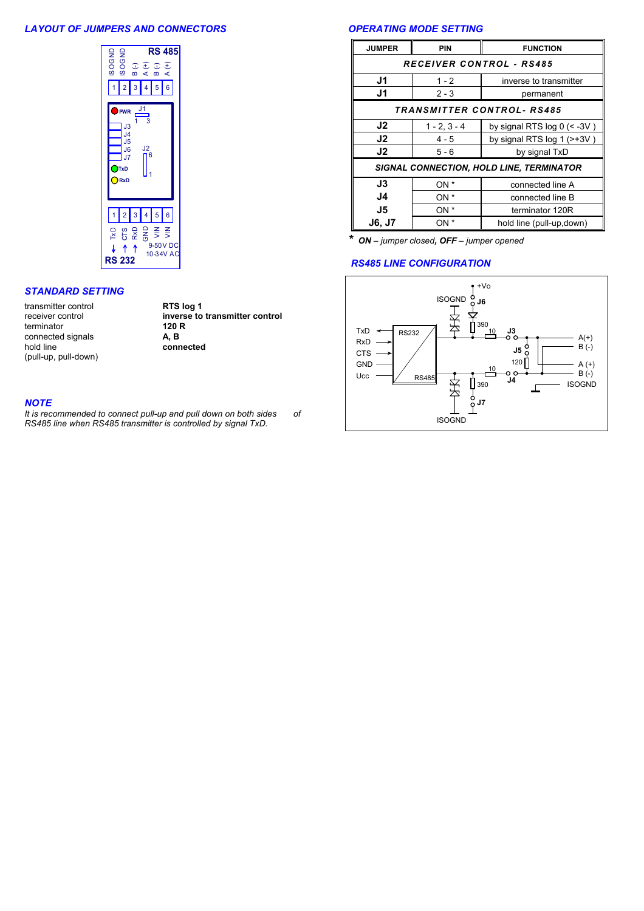## LAYOUT OF JUMPERS AND CONNECTORS

RS 485

ISOGND ISOGND B (-) A (+) B (-) A (+)

1 2 3 4 5 6

PWR J1 1 3

J3 J4 J5 J6 J7 J2 6 1

TxD RxD

1 2 3 4 5 6

TxD CTS RxD GND VIN VIN

9-50V DC
10-34V AC

RS 232

## OPERATING MODE SETTING

| JUMPER | PIN | FUNCTION |
|---|---|---|
| ***RECEIVER CONTROL - RS485*** | | |
| **J1** | 1 - 2 | inverse to transmitter |
| **J1** | 2 - 3 | permanent |
| ***TRANSMITTER CONTROL- RS485*** | | |
| **J2** | 1 - 2, 3 - 4 | by signal RTS log 0 (< -3V ) |
| **J2** | 4 - 5 | by signal RTS log 1 (>+3V ) |
| **J2** | 5 - 6 | by signal TxD |
| ***SIGNAL CONNECTION, HOLD LINE, TERMINATOR*** | | |
| **J3** | ON * | connected line A |
| **J4** | ON * | connected line B |
| **J5** | ON * | terminator 120R |
| **J6, J7** | ON * | hold line (pull-up,down) |

***** ***ON*** *– jumper closed,* ***OFF*** *– jumper opened*

## RS485 LINE CONFIGURATION

+Vo
ISOGND J6
390
10 J3
TxD RxD CTS GND Ucc
RS232 RS485
A(+) B (-)
J5
120
A (+) B (-)
10
J4
390
ISOGND
J7
ISOGND

## STANDARD SETTING

| | |
|---|---|
| transmitter control | **RTS log 1** |
| receiver control | **inverse to transmitter control** |
| terminator | **120 R** |
| connected signals | **A, B** |
| hold line (pull-up, pull-down) | **connected** |

## NOTE

*It is recommended to connect pull-up and pull down on both sides of RS485 line when RS485 transmitter is controlled by signal TxD.*